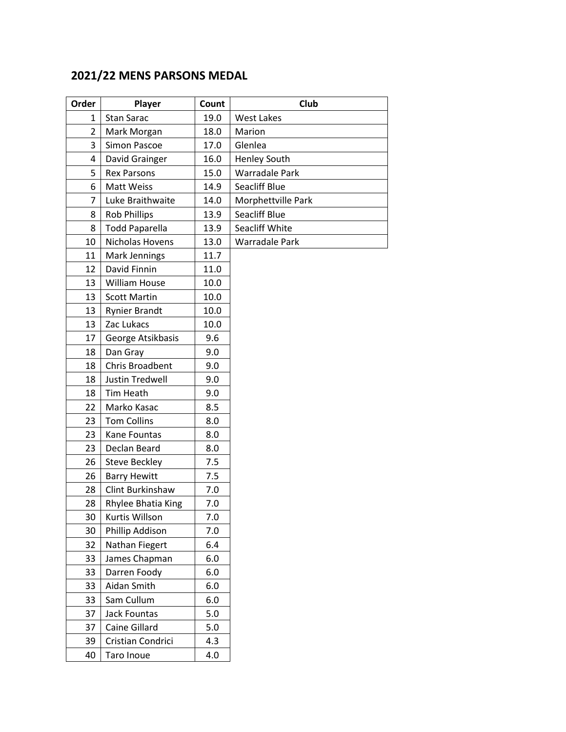## 2021/22 MENS PARSONS MEDAL

| Order | Player | Count | Club |
|---|---|---|---|
| 1 | Stan Sarac | 19.0 | West Lakes |
| 2 | Mark Morgan | 18.0 | Marion |
| 3 | Simon Pascoe | 17.0 | Glenlea |
| 4 | David Grainger | 16.0 | Henley South |
| 5 | Rex Parsons | 15.0 | Warradale Park |
| 6 | Matt Weiss | 14.9 | Seacliff Blue |
| 7 | Luke Braithwaite | 14.0 | Morphettville Park |
| 8 | Rob Phillips | 13.9 | Seacliff Blue |
| 8 | Todd Paparella | 13.9 | Seacliff White |
| 10 | Nicholas Hovens | 13.0 | Warradale Park |
| 11 | Mark Jennings | 11.7 | |
| 12 | David Finnin | 11.0 | |
| 13 | William House | 10.0 | |
| 13 | Scott Martin | 10.0 | |
| 13 | Rynier Brandt | 10.0 | |
| 13 | Zac Lukacs | 10.0 | |
| 17 | George Atsikbasis | 9.6 | |
| 18 | Dan Gray | 9.0 | |
| 18 | Chris Broadbent | 9.0 | |
| 18 | Justin Tredwell | 9.0 | |
| 18 | Tim Heath | 9.0 | |
| 22 | Marko Kasac | 8.5 | |
| 23 | Tom Collins | 8.0 | |
| 23 | Kane Fountas | 8.0 | |
| 23 | Declan Beard | 8.0 | |
| 26 | Steve Beckley | 7.5 | |
| 26 | Barry Hewitt | 7.5 | |
| 28 | Clint Burkinshaw | 7.0 | |
| 28 | Rhylee Bhatia King | 7.0 | |
| 30 | Kurtis Willson | 7.0 | |
| 30 | Phillip Addison | 7.0 | |
| 32 | Nathan Fiegert | 6.4 | |
| 33 | James Chapman | 6.0 | |
| 33 | Darren Foody | 6.0 | |
| 33 | Aidan Smith | 6.0 | |
| 33 | Sam Cullum | 6.0 | |
| 37 | Jack Fountas | 5.0 | |
| 37 | Caine Gillard | 5.0 | |
| 39 | Cristian Condrici | 4.3 | |
| 40 | Taro Inoue | 4.0 | |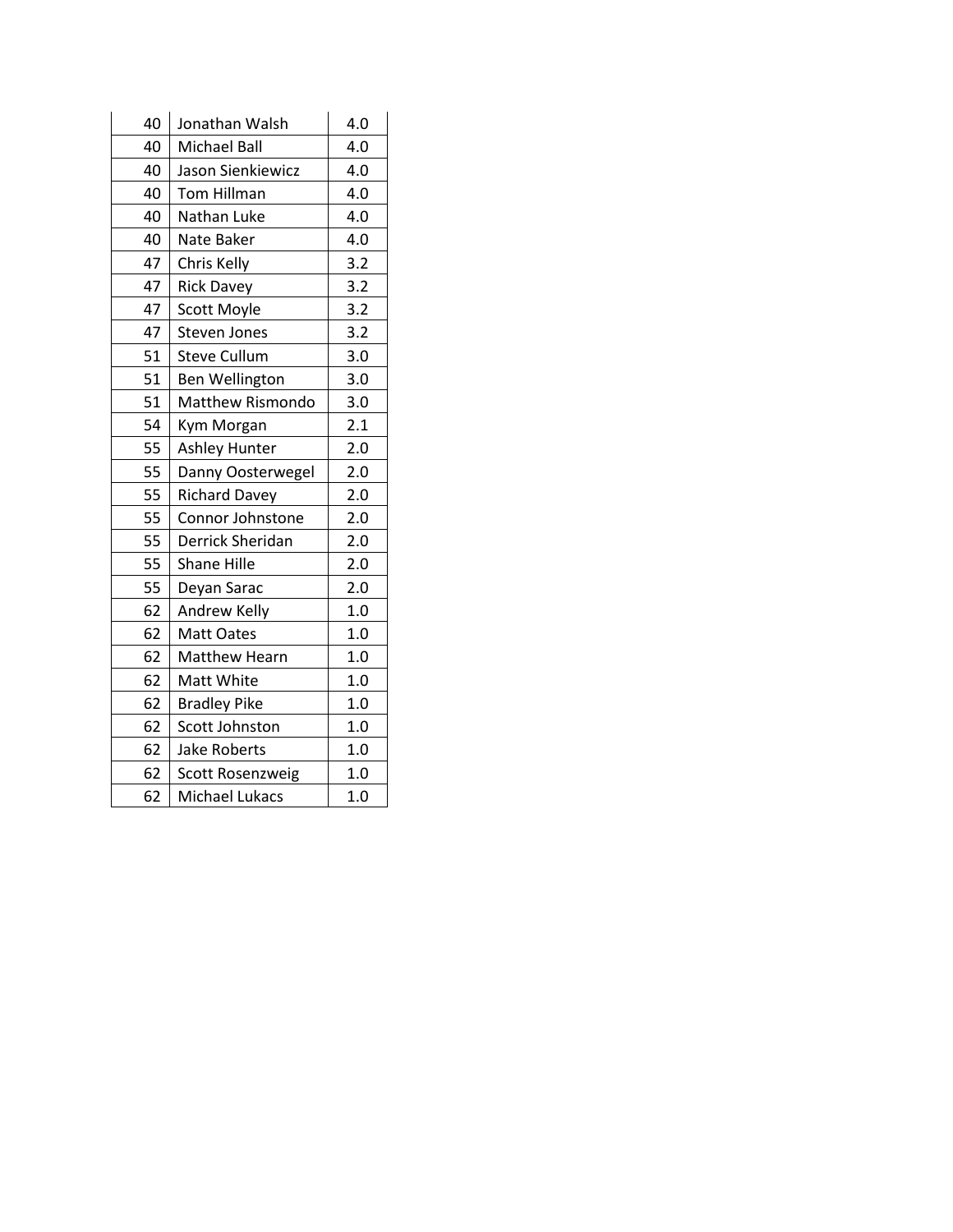| | | |
|---|---|---|
| 40 | Jonathan Walsh | 4.0 |
| 40 | Michael Ball | 4.0 |
| 40 | Jason Sienkiewicz | 4.0 |
| 40 | Tom Hillman | 4.0 |
| 40 | Nathan Luke | 4.0 |
| 40 | Nate Baker | 4.0 |
| 47 | Chris Kelly | 3.2 |
| 47 | Rick Davey | 3.2 |
| 47 | Scott Moyle | 3.2 |
| 47 | Steven Jones | 3.2 |
| 51 | Steve Cullum | 3.0 |
| 51 | Ben Wellington | 3.0 |
| 51 | Matthew Rismondo | 3.0 |
| 54 | Kym Morgan | 2.1 |
| 55 | Ashley Hunter | 2.0 |
| 55 | Danny Oosterwegel | 2.0 |
| 55 | Richard Davey | 2.0 |
| 55 | Connor Johnstone | 2.0 |
| 55 | Derrick Sheridan | 2.0 |
| 55 | Shane Hille | 2.0 |
| 55 | Deyan Sarac | 2.0 |
| 62 | Andrew Kelly | 1.0 |
| 62 | Matt Oates | 1.0 |
| 62 | Matthew Hearn | 1.0 |
| 62 | Matt White | 1.0 |
| 62 | Bradley Pike | 1.0 |
| 62 | Scott Johnston | 1.0 |
| 62 | Jake Roberts | 1.0 |
| 62 | Scott Rosenzweig | 1.0 |
| 62 | Michael Lukacs | 1.0 |